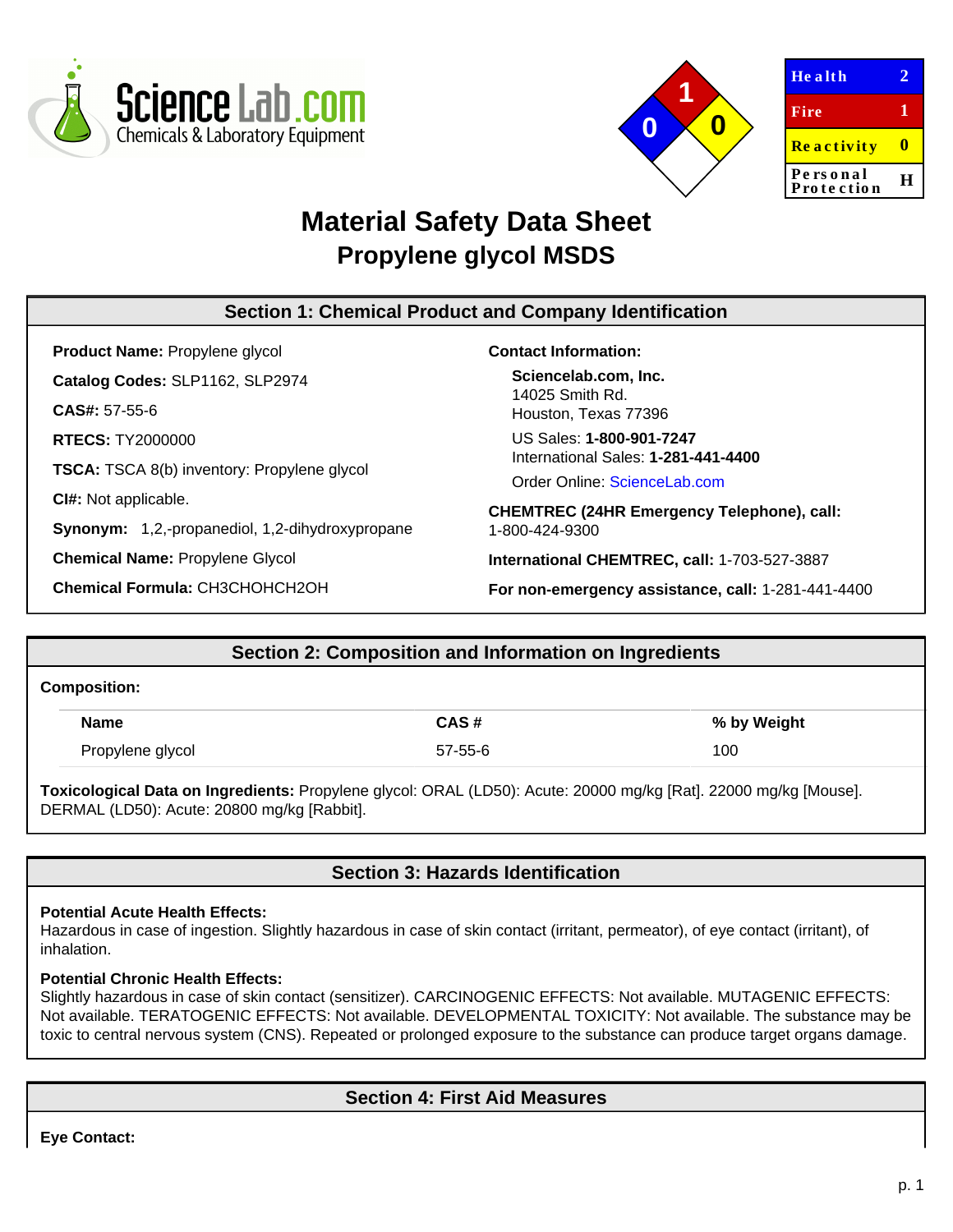| Health | 2 |
| --- | --- |
| Fire | 1 |
| Reactivity | 0 |
| Personal Protection | H |

# Material Safety Data Sheet
## Propylene glycol MSDS

## Section 1: Chemical Product and Company Identification

**Product Name:** Propylene glycol

**Catalog Codes:** SLP1162, SLP2974

**CAS#:** 57-55-6

**RTECS:** TY2000000

**TSCA:** TSCA 8(b) inventory: Propylene glycol

**CI#:** Not applicable.

**Synonym:** 1,2,-propanediol, 1,2-dihydroxypropane

**Chemical Name:** Propylene Glycol

**Chemical Formula:** CH3CHOHCH2OH

**Contact Information:**

**Sciencelab.com, Inc.**
14025 Smith Rd.
Houston, Texas 77396

US Sales: **1-800-901-7247**
International Sales: **1-281-441-4400**

Order Online: ScienceLab.com

**CHEMTREC (24HR Emergency Telephone), call:**
1-800-424-9300

**International CHEMTREC, call:** 1-703-527-3887

**For non-emergency assistance, call:** 1-281-441-4400

## Section 2: Composition and Information on Ingredients

**Composition:**

| Name | CAS # | % by Weight |
| --- | --- | --- |
| Propylene glycol | 57-55-6 | 100 |

**Toxicological Data on Ingredients:** Propylene glycol: ORAL (LD50): Acute: 20000 mg/kg [Rat]. 22000 mg/kg [Mouse]. DERMAL (LD50): Acute: 20800 mg/kg [Rabbit].

## Section 3: Hazards Identification

**Potential Acute Health Effects:**
Hazardous in case of ingestion. Slightly hazardous in case of skin contact (irritant, permeator), of eye contact (irritant), of inhalation.

**Potential Chronic Health Effects:**
Slightly hazardous in case of skin contact (sensitizer). CARCINOGENIC EFFECTS: Not available. MUTAGENIC EFFECTS: Not available. TERATOGENIC EFFECTS: Not available. DEVELOPMENTAL TOXICITY: Not available. The substance may be toxic to central nervous system (CNS). Repeated or prolonged exposure to the substance can produce target organs damage.

## Section 4: First Aid Measures

**Eye Contact:**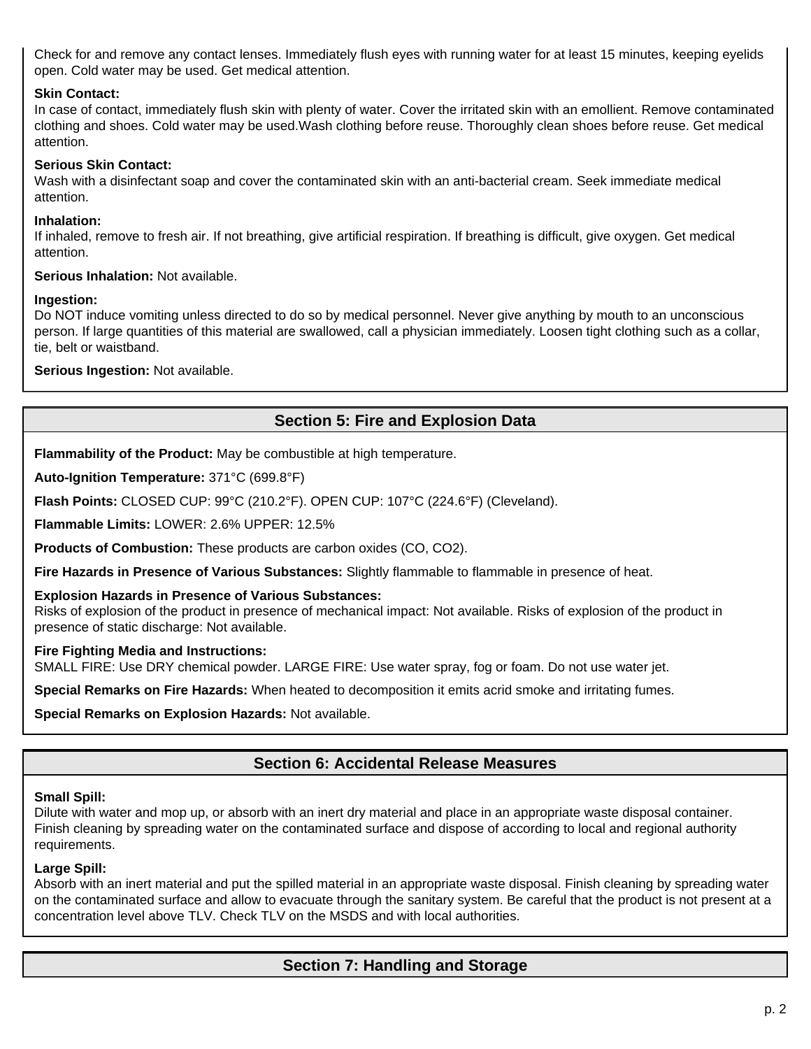Check for and remove any contact lenses. Immediately flush eyes with running water for at least 15 minutes, keeping eyelids open. Cold water may be used. Get medical attention.

**Skin Contact:**
In case of contact, immediately flush skin with plenty of water. Cover the irritated skin with an emollient. Remove contaminated clothing and shoes. Cold water may be used.Wash clothing before reuse. Thoroughly clean shoes before reuse. Get medical attention.

**Serious Skin Contact:**
Wash with a disinfectant soap and cover the contaminated skin with an anti-bacterial cream. Seek immediate medical attention.

**Inhalation:**
If inhaled, remove to fresh air. If not breathing, give artificial respiration. If breathing is difficult, give oxygen. Get medical attention.

**Serious Inhalation:** Not available.

**Ingestion:**
Do NOT induce vomiting unless directed to do so by medical personnel. Never give anything by mouth to an unconscious person. If large quantities of this material are swallowed, call a physician immediately. Loosen tight clothing such as a collar, tie, belt or waistband.

**Serious Ingestion:** Not available.

## Section 5: Fire and Explosion Data

**Flammability of the Product:** May be combustible at high temperature.

**Auto-Ignition Temperature:** 371°C (699.8°F)

**Flash Points:** CLOSED CUP: 99°C (210.2°F). OPEN CUP: 107°C (224.6°F) (Cleveland).

**Flammable Limits:** LOWER: 2.6% UPPER: 12.5%

**Products of Combustion:** These products are carbon oxides (CO, $CO_2$).

**Fire Hazards in Presence of Various Substances:** Slightly flammable to flammable in presence of heat.

**Explosion Hazards in Presence of Various Substances:**
Risks of explosion of the product in presence of mechanical impact: Not available. Risks of explosion of the product in presence of static discharge: Not available.

**Fire Fighting Media and Instructions:**
SMALL FIRE: Use DRY chemical powder. LARGE FIRE: Use water spray, fog or foam. Do not use water jet.

**Special Remarks on Fire Hazards:** When heated to decomposition it emits acrid smoke and irritating fumes.

**Special Remarks on Explosion Hazards:** Not available.

## Section 6: Accidental Release Measures

**Small Spill:**
Dilute with water and mop up, or absorb with an inert dry material and place in an appropriate waste disposal container. Finish cleaning by spreading water on the contaminated surface and dispose of according to local and regional authority requirements.

**Large Spill:**
Absorb with an inert material and put the spilled material in an appropriate waste disposal. Finish cleaning by spreading water on the contaminated surface and allow to evacuate through the sanitary system. Be careful that the product is not present at a concentration level above TLV. Check TLV on the MSDS and with local authorities.

## Section 7: Handling and Storage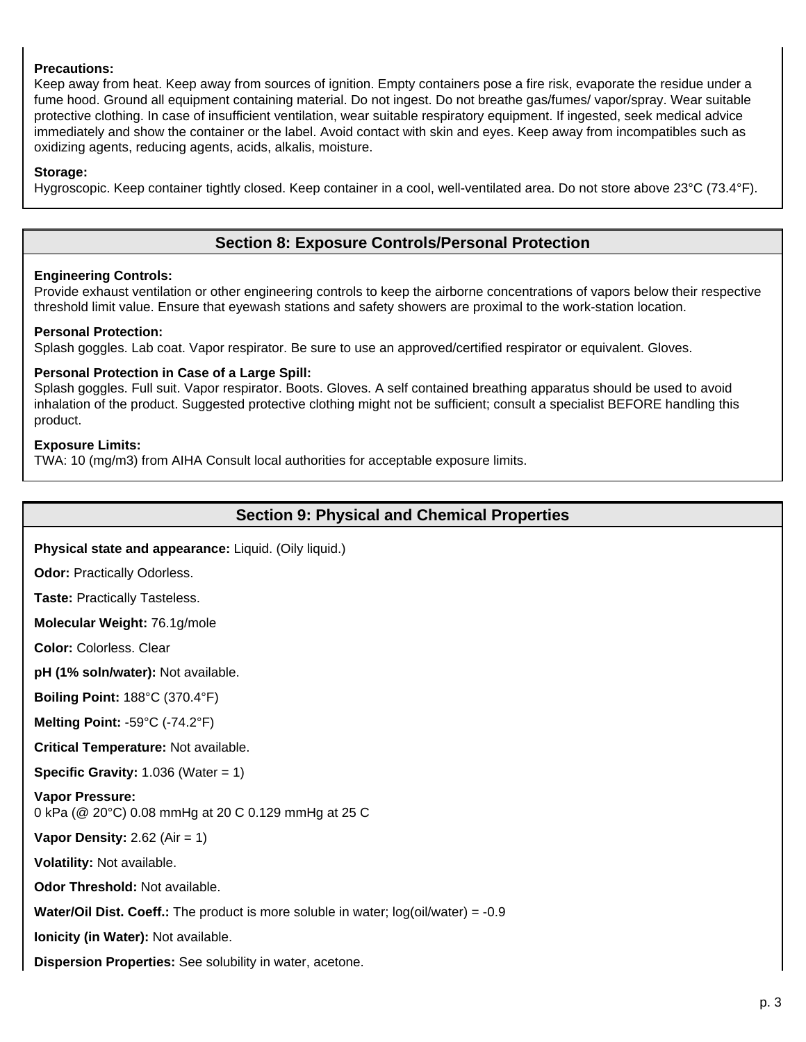**Precautions:**
Keep away from heat. Keep away from sources of ignition. Empty containers pose a fire risk, evaporate the residue under a fume hood. Ground all equipment containing material. Do not ingest. Do not breathe gas/fumes/ vapor/spray. Wear suitable protective clothing. In case of insufficient ventilation, wear suitable respiratory equipment. If ingested, seek medical advice immediately and show the container or the label. Avoid contact with skin and eyes. Keep away from incompatibles such as oxidizing agents, reducing agents, acids, alkalis, moisture.

**Storage:**
Hygroscopic. Keep container tightly closed. Keep container in a cool, well-ventilated area. Do not store above 23°C (73.4°F).

## Section 8: Exposure Controls/Personal Protection

**Engineering Controls:**
Provide exhaust ventilation or other engineering controls to keep the airborne concentrations of vapors below their respective threshold limit value. Ensure that eyewash stations and safety showers are proximal to the work-station location.

**Personal Protection:**
Splash goggles. Lab coat. Vapor respirator. Be sure to use an approved/certified respirator or equivalent. Gloves.

**Personal Protection in Case of a Large Spill:**
Splash goggles. Full suit. Vapor respirator. Boots. Gloves. A self contained breathing apparatus should be used to avoid inhalation of the product. Suggested protective clothing might not be sufficient; consult a specialist BEFORE handling this product.

**Exposure Limits:**
TWA: 10 (mg/m3) from AIHA Consult local authorities for acceptable exposure limits.

## Section 9: Physical and Chemical Properties

**Physical state and appearance:** Liquid. (Oily liquid.)

**Odor:** Practically Odorless.

**Taste:** Practically Tasteless.

**Molecular Weight:** 76.1g/mole

**Color:** Colorless. Clear

**pH (1% soln/water):** Not available.

**Boiling Point:** 188°C (370.4°F)

**Melting Point:** -59°C (-74.2°F)

**Critical Temperature:** Not available.

**Specific Gravity:** 1.036 (Water = 1)

**Vapor Pressure:**
0 kPa (@ 20°C) 0.08 mmHg at 20 C 0.129 mmHg at 25 C

**Vapor Density:** 2.62 (Air = 1)

**Volatility:** Not available.

**Odor Threshold:** Not available.

**Water/Oil Dist. Coeff.:** The product is more soluble in water; log(oil/water) = -0.9

**Ionicity (in Water):** Not available.

**Dispersion Properties:** See solubility in water, acetone.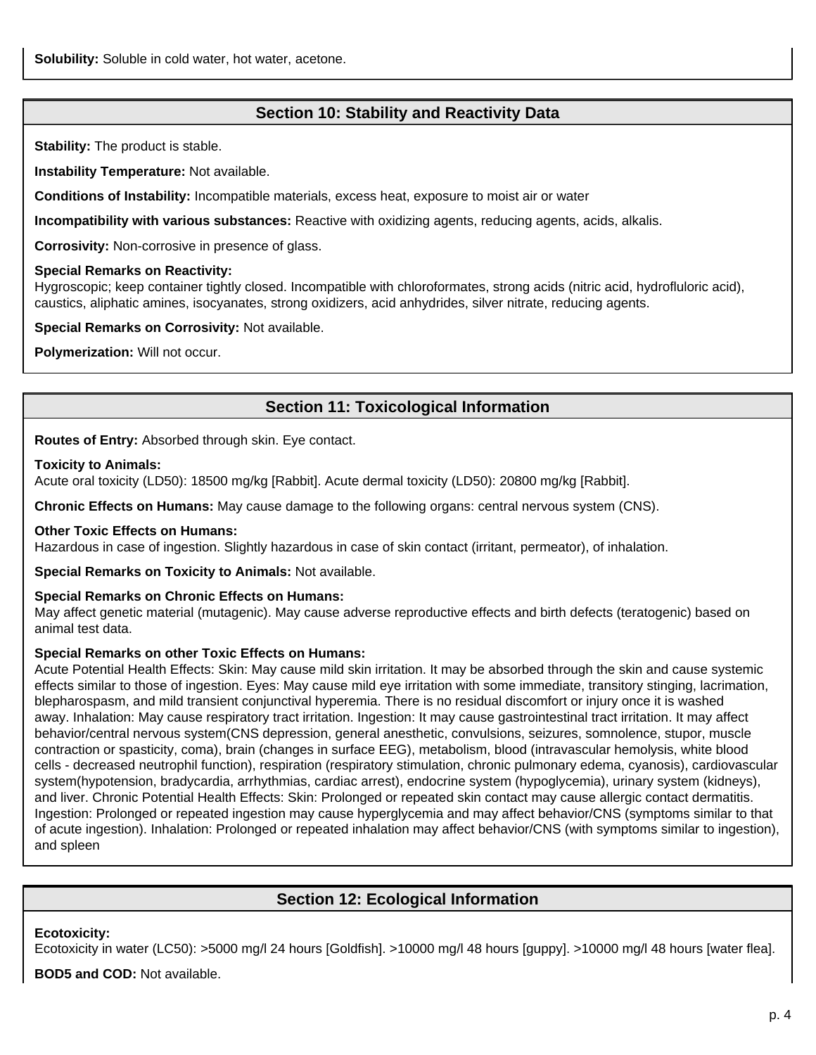**Solubility:** Soluble in cold water, hot water, acetone.

## Section 10: Stability and Reactivity Data

**Stability:** The product is stable.

**Instability Temperature:** Not available.

**Conditions of Instability:** Incompatible materials, excess heat, exposure to moist air or water

**Incompatibility with various substances:** Reactive with oxidizing agents, reducing agents, acids, alkalis.

**Corrosivity:** Non-corrosive in presence of glass.

**Special Remarks on Reactivity:**
Hygroscopic; keep container tightly closed. Incompatible with chloroformates, strong acids (nitric acid, hydrofluloric acid), caustics, aliphatic amines, isocyanates, strong oxidizers, acid anhydrides, silver nitrate, reducing agents.

**Special Remarks on Corrosivity:** Not available.

**Polymerization:** Will not occur.

## Section 11: Toxicological Information

**Routes of Entry:** Absorbed through skin. Eye contact.

**Toxicity to Animals:**
Acute oral toxicity (LD50): 18500 mg/kg [Rabbit]. Acute dermal toxicity (LD50): 20800 mg/kg [Rabbit].

**Chronic Effects on Humans:** May cause damage to the following organs: central nervous system (CNS).

**Other Toxic Effects on Humans:**
Hazardous in case of ingestion. Slightly hazardous in case of skin contact (irritant, permeator), of inhalation.

**Special Remarks on Toxicity to Animals:** Not available.

**Special Remarks on Chronic Effects on Humans:**
May affect genetic material (mutagenic). May cause adverse reproductive effects and birth defects (teratogenic) based on animal test data.

**Special Remarks on other Toxic Effects on Humans:**
Acute Potential Health Effects: Skin: May cause mild skin irritation. It may be absorbed through the skin and cause systemic effects similar to those of ingestion. Eyes: May cause mild eye irritation with some immediate, transitory stinging, lacrimation, blepharospasm, and mild transient conjunctival hyperemia. There is no residual discomfort or injury once it is washed away. Inhalation: May cause respiratory tract irritation. Ingestion: It may cause gastrointestinal tract irritation. It may affect behavior/central nervous system(CNS depression, general anesthetic, convulsions, seizures, somnolence, stupor, muscle contraction or spasticity, coma), brain (changes in surface EEG), metabolism, blood (intravascular hemolysis, white blood cells - decreased neutrophil function), respiration (respiratory stimulation, chronic pulmonary edema, cyanosis), cardiovascular system(hypotension, bradycardia, arrhythmias, cardiac arrest), endocrine system (hypoglycemia), urinary system (kidneys), and liver. Chronic Potential Health Effects: Skin: Prolonged or repeated skin contact may cause allergic contact dermatitis. Ingestion: Prolonged or repeated ingestion may cause hyperglycemia and may affect behavior/CNS (symptoms similar to that of acute ingestion). Inhalation: Prolonged or repeated inhalation may affect behavior/CNS (with symptoms similar to ingestion), and spleen

## Section 12: Ecological Information

**Ecotoxicity:**
Ecotoxicity in water (LC50): >5000 mg/l 24 hours [Goldfish]. >10000 mg/l 48 hours [guppy]. >10000 mg/l 48 hours [water flea].

**BOD5 and COD:** Not available.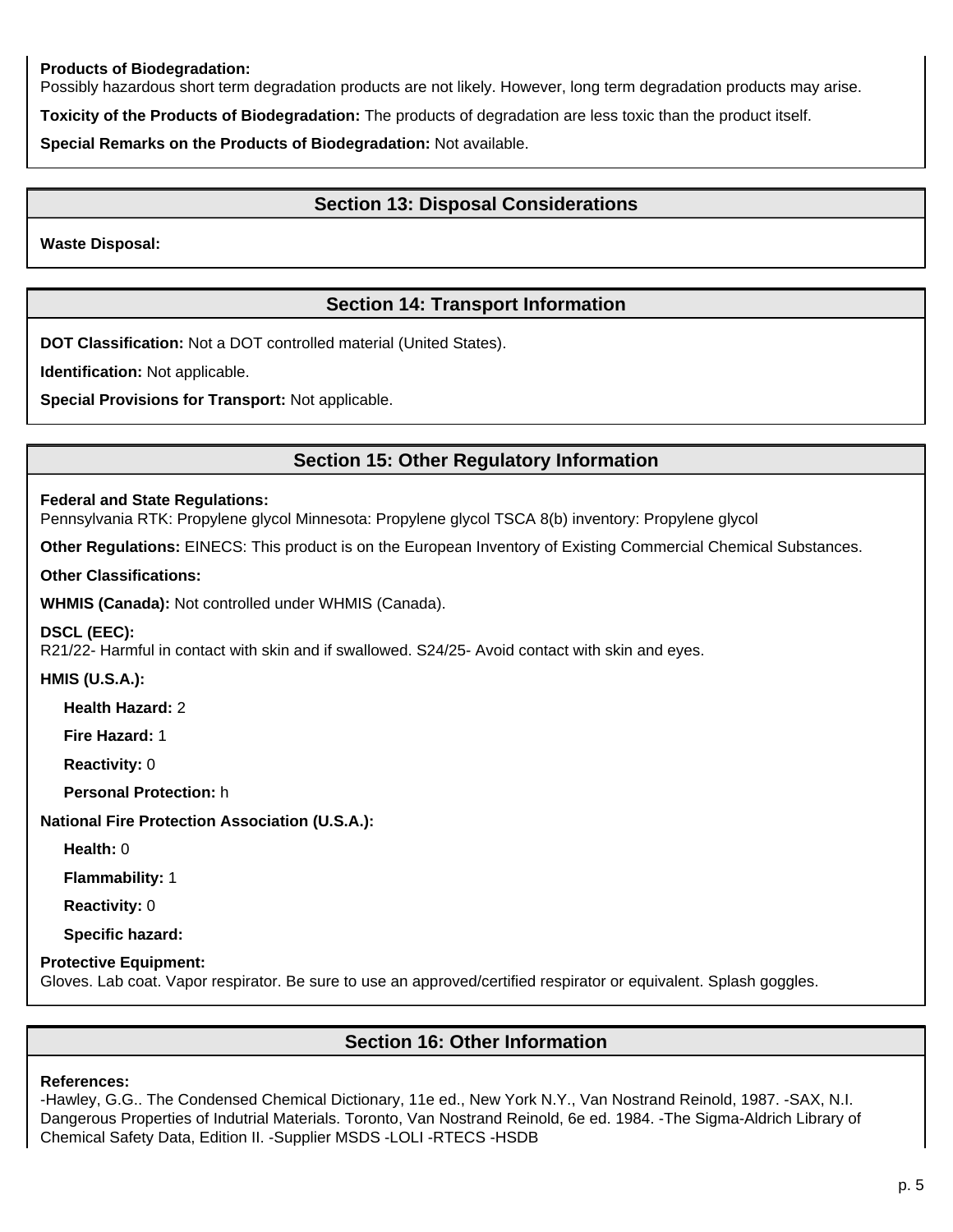**Products of Biodegradation:**
Possibly hazardous short term degradation products are not likely. However, long term degradation products may arise.

**Toxicity of the Products of Biodegradation:** The products of degradation are less toxic than the product itself.

**Special Remarks on the Products of Biodegradation:** Not available.

## Section 13: Disposal Considerations

**Waste Disposal:**

## Section 14: Transport Information

**DOT Classification:** Not a DOT controlled material (United States).

**Identification:** Not applicable.

**Special Provisions for Transport:** Not applicable.

## Section 15: Other Regulatory Information

**Federal and State Regulations:**
Pennsylvania RTK: Propylene glycol Minnesota: Propylene glycol TSCA 8(b) inventory: Propylene glycol

**Other Regulations:** EINECS: This product is on the European Inventory of Existing Commercial Chemical Substances.

**Other Classifications:**

**WHMIS (Canada):** Not controlled under WHMIS (Canada).

**DSCL (EEC):**
R21/22- Harmful in contact with skin and if swallowed. S24/25- Avoid contact with skin and eyes.

**HMIS (U.S.A.):**

- **Health Hazard:** 2
- **Fire Hazard:** 1
- **Reactivity:** 0
- **Personal Protection:** h

**National Fire Protection Association (U.S.A.):**

- **Health:** 0
- **Flammability:** 1
- **Reactivity:** 0
- **Specific hazard:**

**Protective Equipment:**
Gloves. Lab coat. Vapor respirator. Be sure to use an approved/certified respirator or equivalent. Splash goggles.

## Section 16: Other Information

**References:**
-Hawley, G.G.. The Condensed Chemical Dictionary, 11e ed., New York N.Y., Van Nostrand Reinold, 1987. -SAX, N.I. Dangerous Properties of Indutrial Materials. Toronto, Van Nostrand Reinold, 6e ed. 1984. -The Sigma-Aldrich Library of Chemical Safety Data, Edition II. -Supplier MSDS -LOLI -RTECS -HSDB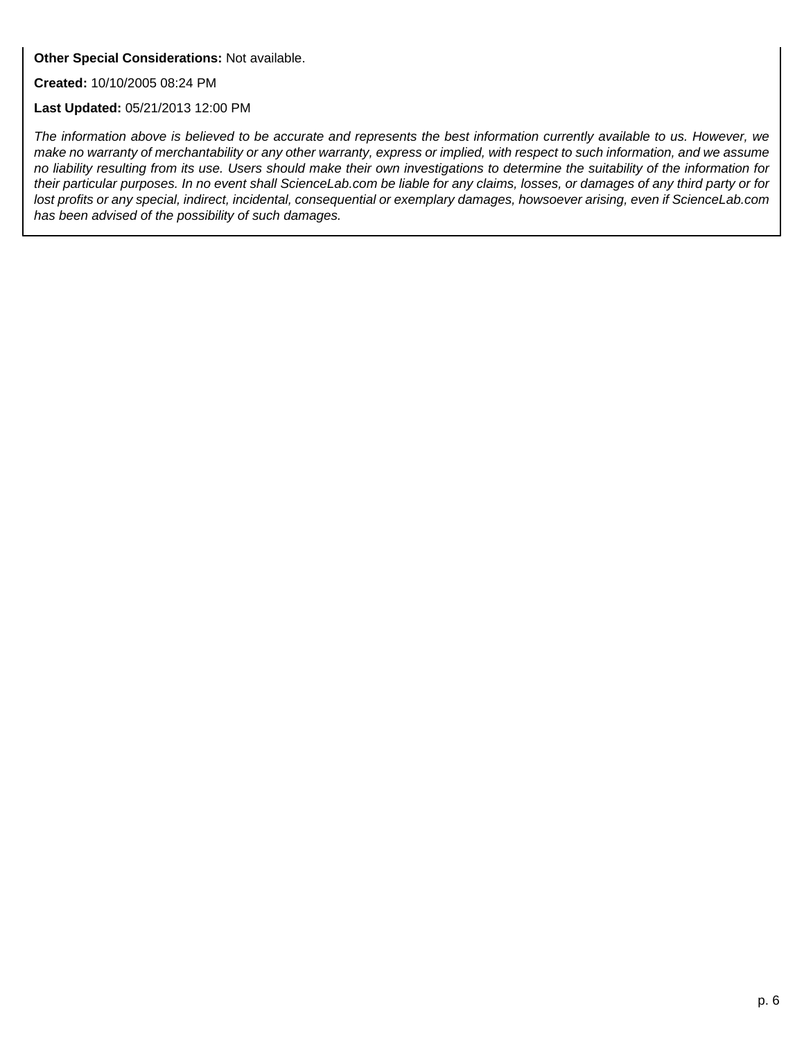**Other Special Considerations:** Not available.

**Created:** 10/10/2005 08:24 PM

**Last Updated:** 05/21/2013 12:00 PM

*The information above is believed to be accurate and represents the best information currently available to us. However, we make no warranty of merchantability or any other warranty, express or implied, with respect to such information, and we assume no liability resulting from its use. Users should make their own investigations to determine the suitability of the information for their particular purposes. In no event shall ScienceLab.com be liable for any claims, losses, or damages of any third party or for lost profits or any special, indirect, incidental, consequential or exemplary damages, howsoever arising, even if ScienceLab.com has been advised of the possibility of such damages.*